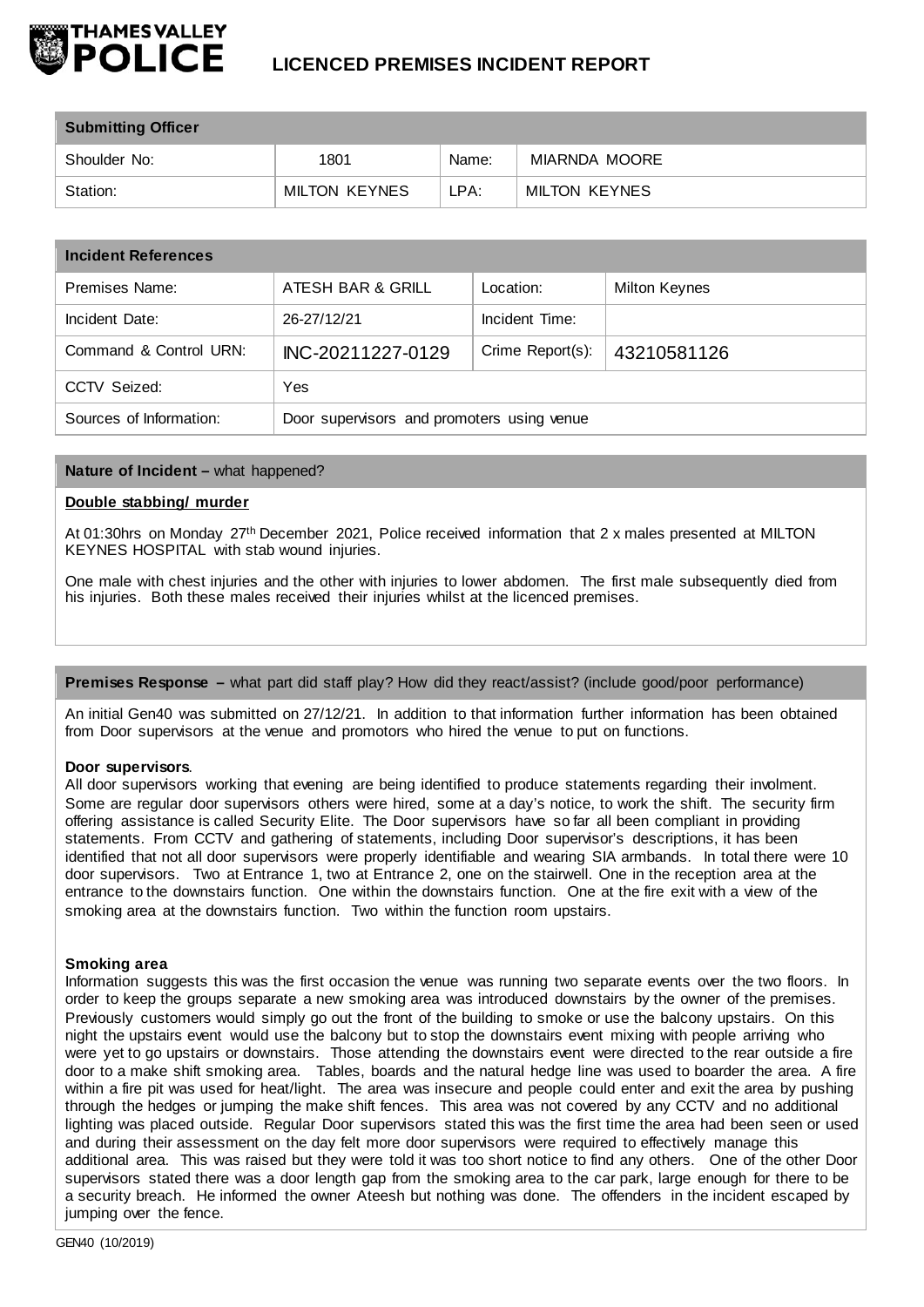# THAMES VALLEY POLICE

## LICENCED PREMISES INCIDENT REPORT

| Submitting Officer | | | |
|---|---|---|---|
| Shoulder No: | 1801 | Name: | MIARNDA MOORE |
| Station: | MILTON KEYNES | LPA: | MILTON KEYNES |

| Incident References | | | |
|---|---|---|---|
| Premises Name: | ATESH BAR & GRILL | Location: | Milton Keynes |
| Incident Date: | 26-27/12/21 | Incident Time: | |
| Command & Control URN: | INC-20211227-0129 | Crime Report(s): | 43210581126 |
| CCTV Seized: | Yes | | |
| Sources of Information: | Door supervisors and promoters using venue | | |

### Nature of Incident – what happened?

**Double stabbing/ murder**

At 01:30hrs on Monday 27th December 2021, Police received information that 2 x males presented at MILTON KEYNES HOSPITAL with stab wound injuries.

One male with chest injuries and the other with injuries to lower abdomen. The first male subsequently died from his injuries. Both these males received their injuries whilst at the licenced premises.

### Premises Response – what part did staff play? How did they react/assist? (include good/poor performance)

An initial Gen40 was submitted on 27/12/21. In addition to that information further information has been obtained from Door supervisors at the venue and promotors who hired the venue to put on functions.

**Door supervisors**.

All door supervisors working that evening are being identified to produce statements regarding their involment. Some are regular door supervisors others were hired, some at a day's notice, to work the shift. The security firm offering assistance is called Security Elite. The Door supervisors have so far all been compliant in providing statements. From CCTV and gathering of statements, including Door supervisor's descriptions, it has been identified that not all door supervisors were properly identifiable and wearing SIA armbands. In total there were 10 door supervisors. Two at Entrance 1, two at Entrance 2, one on the stairwell. One in the reception area at the entrance to the downstairs function. One within the downstairs function. One at the fire exit with a view of the smoking area at the downstairs function. Two within the function room upstairs.

**Smoking area**

Information suggests this was the first occasion the venue was running two separate events over the two floors. In order to keep the groups separate a new smoking area was introduced downstairs by the owner of the premises. Previously customers would simply go out the front of the building to smoke or use the balcony upstairs. On this night the upstairs event would use the balcony but to stop the downstairs event mixing with people arriving who were yet to go upstairs or downstairs. Those attending the downstairs event were directed to the rear outside a fire door to a make shift smoking area. Tables, boards and the natural hedge line was used to boarder the area. A fire within a fire pit was used for heat/light. The area was insecure and people could enter and exit the area by pushing through the hedges or jumping the make shift fences. This area was not covered by any CCTV and no additional lighting was placed outside. Regular Door supervisors stated this was the first time the area had been seen or used and during their assessment on the day felt more door supervisors were required to effectively manage this additional area. This was raised but they were told it was too short notice to find any others. One of the other Door supervisors stated there was a door length gap from the smoking area to the car park, large enough for there to be a security breach. He informed the owner Ateesh but nothing was done. The offenders in the incident escaped by jumping over the fence.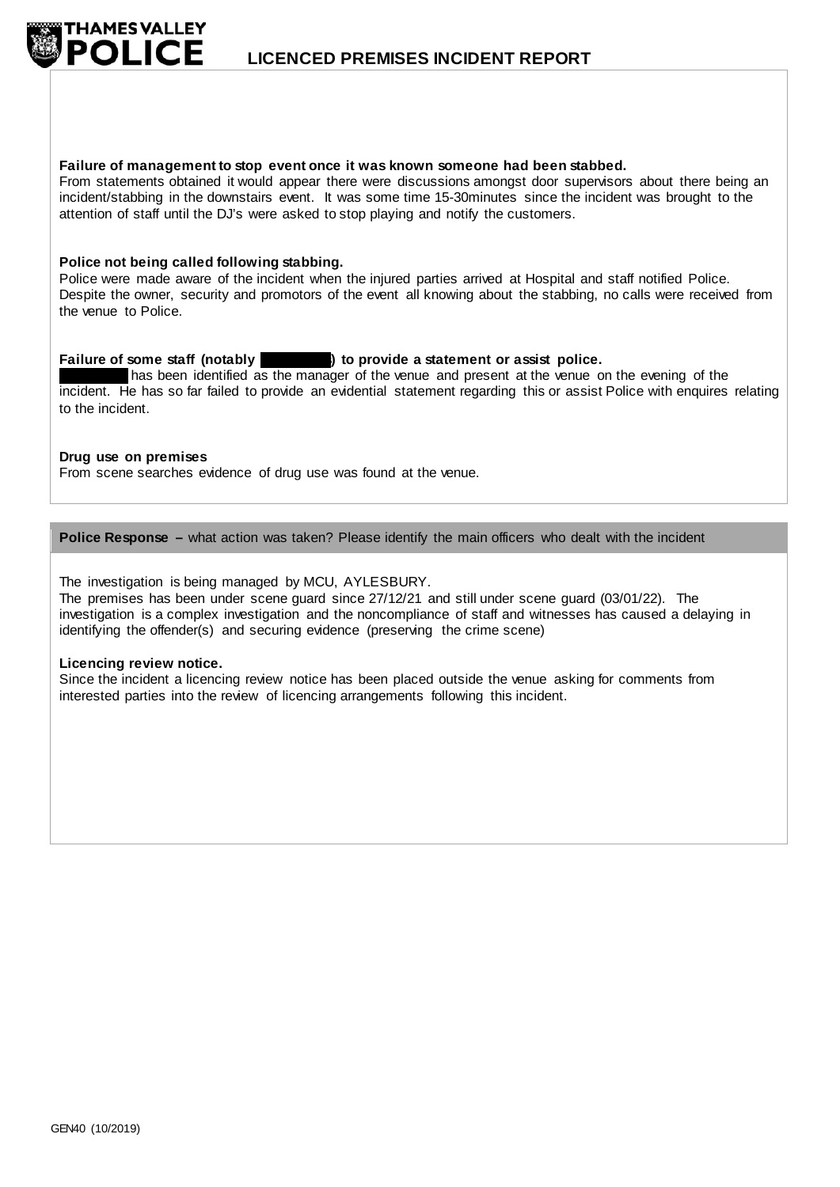**Failure of management to stop event once it was known someone had been stabbed.**
From statements obtained it would appear there were discussions amongst door supervisors about there being an incident/stabbing in the downstairs event. It was some time 15-30minutes since the incident was brought to the attention of staff until the DJ's were asked to stop playing and notify the customers.

**Police not being called following stabbing.**
Police were made aware of the incident when the injured parties arrived at Hospital and staff notified Police. Despite the owner, security and promotors of the event all knowing about the stabbing, no calls were received from the venue to Police.

**Failure of some staff (notably ████████) to provide a statement or assist police.**
████████ has been identified as the manager of the venue and present at the venue on the evening of the incident. He has so far failed to provide an evidential statement regarding this or assist Police with enquires relating to the incident.

**Drug use on premises**
From scene searches evidence of drug use was found at the venue.

**Police Response –** what action was taken? Please identify the main officers who dealt with the incident

The investigation is being managed by MCU, AYLESBURY.
The premises has been under scene guard since 27/12/21 and still under scene guard (03/01/22). The investigation is a complex investigation and the noncompliance of staff and witnesses has caused a delaying in identifying the offender(s) and securing evidence (preserving the crime scene)

**Licencing review notice.**
Since the incident a licencing review notice has been placed outside the venue asking for comments from interested parties into the review of licencing arrangements following this incident.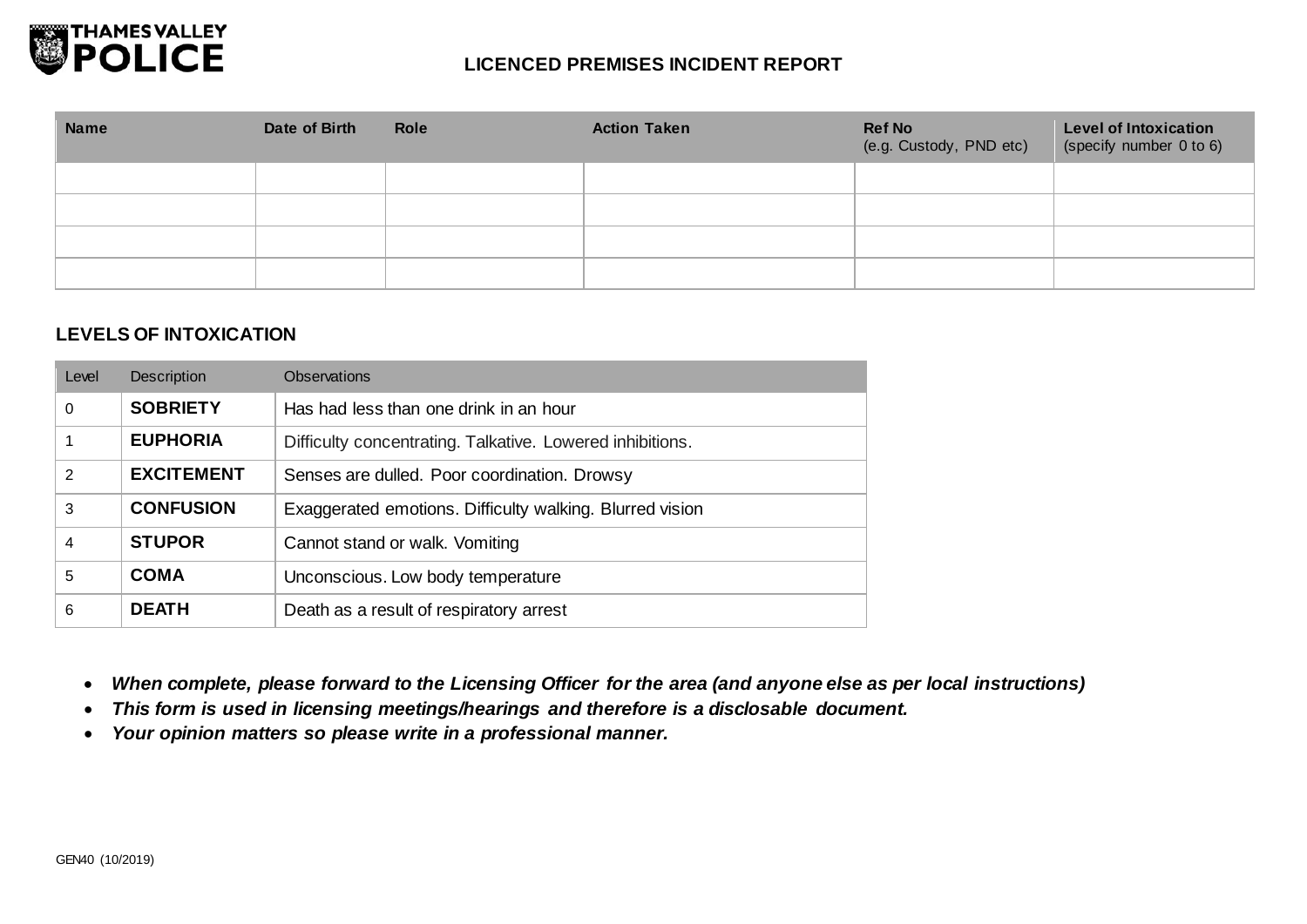# THAMES VALLEY POLICE

## LICENCED PREMISES INCIDENT REPORT

| Name | Date of Birth | Role | Action Taken | Ref No (e.g. Custody, PND etc) | Level of Intoxication (specify number 0 to 6) |
|---|---|---|---|---|---|
| | | | | | |
| | | | | | |
| | | | | | |
| | | | | | |

### LEVELS OF INTOXICATION

| Level | Description | Observations |
|---|---|---|
| 0 | **SOBRIETY** | Has had less than one drink in an hour |
| 1 | **EUPHORIA** | Difficulty concentrating. Talkative. Lowered inhibitions. |
| 2 | **EXCITEMENT** | Senses are dulled. Poor coordination. Drowsy |
| 3 | **CONFUSION** | Exaggerated emotions. Difficulty walking. Blurred vision |
| 4 | **STUPOR** | Cannot stand or walk. Vomiting |
| 5 | **COMA** | Unconscious. Low body temperature |
| 6 | **DEATH** | Death as a result of respiratory arrest |

- ***When complete, please forward to the Licensing Officer for the area (and anyone else as per local instructions)***
- ***This form is used in licensing meetings/hearings and therefore is a disclosable document.***
- ***Your opinion matters so please write in a professional manner.***

GEN40 (10/2019)